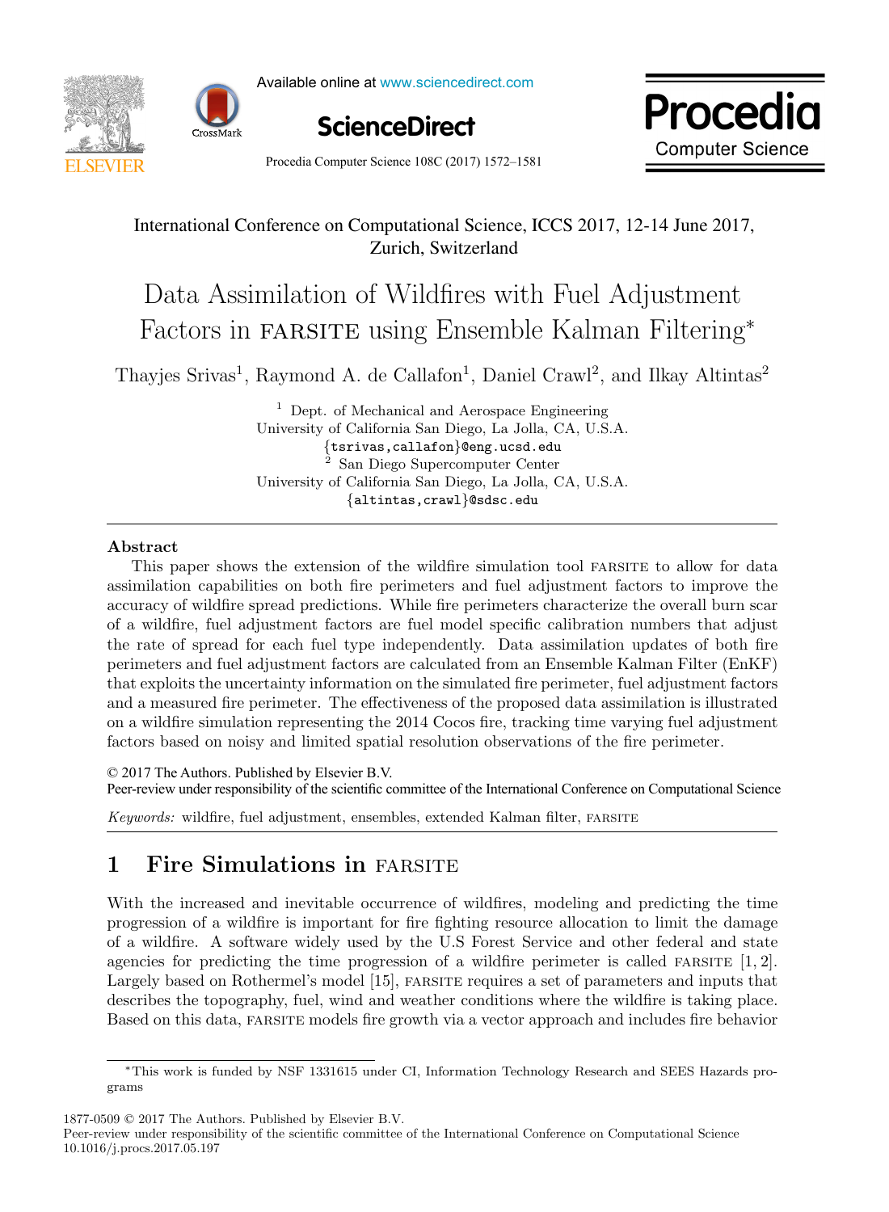International Conference on Computational Science, ICCS 2017, 12-14 June 2017, Zurich, Switzerland

# Data Assimilation of Wildfires with Fuel Adjustment Factors in FARSITE using Ensemble Kalman Filtering*

Thayjes Srivas[1], Raymond A. de Callafon[1], Daniel Crawl[2], and Ilkay Altintas[2]

[1] Dept. of Mechanical and Aerospace Engineering
University of California San Diego, La Jolla, CA, U.S.A.
{tsrivas,callafon}@eng.ucsd.edu

[2] San Diego Supercomputer Center
University of California San Diego, La Jolla, CA, U.S.A.
{altintas,crawl}@sdsc.edu

## Abstract

This paper shows the extension of the wildfire simulation tool FARSITE to allow for data assimilation capabilities on both fire perimeters and fuel adjustment factors to improve the accuracy of wildfire spread predictions. While fire perimeters characterize the overall burn scar of a wildfire, fuel adjustment factors are fuel model specific calibration numbers that adjust the rate of spread for each fuel type independently. Data assimilation updates of both fire perimeters and fuel adjustment factors are calculated from an Ensemble Kalman Filter (EnKF) that exploits the uncertainty information on the simulated fire perimeter, fuel adjustment factors and a measured fire perimeter. The effectiveness of the proposed data assimilation is illustrated on a wildfire simulation representing the 2014 Cocos fire, tracking time varying fuel adjustment factors based on noisy and limited spatial resolution observations of the fire perimeter.

© 2017 The Authors. Published by Elsevier B.V.
Peer-review under responsibility of the scientific committee of the International Conference on Computational Science

*Keywords:* wildfire, fuel adjustment, ensembles, extended Kalman filter, FARSITE

## 1 Fire Simulations in FARSITE

With the increased and inevitable occurrence of wildfires, modeling and predicting the time progression of a wildfire is important for fire fighting resource allocation to limit the damage of a wildfire. A software widely used by the U.S Forest Service and other federal and state agencies for predicting the time progression of a wildfire perimeter is called FARSITE [1, 2]. Largely based on Rothermel's model [15], FARSITE requires a set of parameters and inputs that describes the topography, fuel, wind and weather conditions where the wildfire is taking place. Based on this data, FARSITE models fire growth via a vector approach and includes fire behavior

*This work is funded by NSF 1331615 under CI, Information Technology Research and SEES Hazards programs

1877-0509 © 2017 The Authors. Published by Elsevier B.V.
Peer-review under responsibility of the scientific committee of the International Conference on Computational Science
10.1016/j.procs.2017.05.197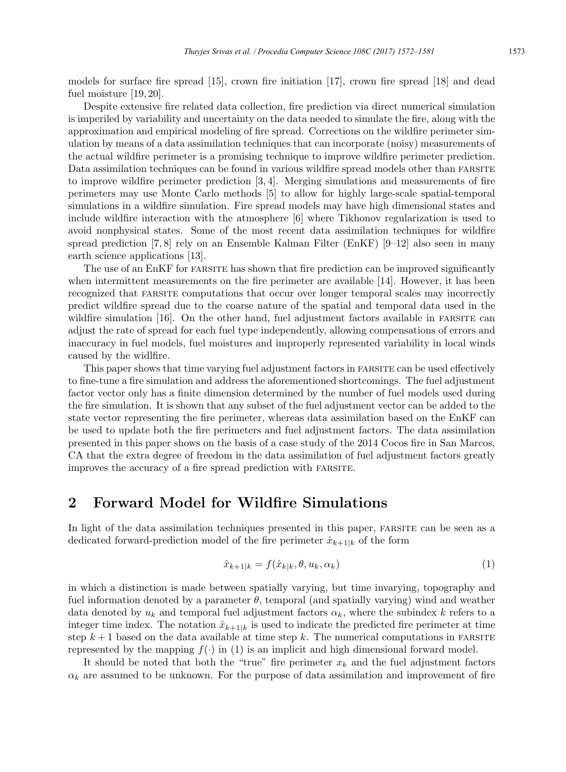models for surface fire spread [15], crown fire initiation [17], crown fire spread [18] and dead fuel moisture [19, 20].

Despite extensive fire related data collection, fire prediction via direct numerical simulation is imperiled by variability and uncertainty on the data needed to simulate the fire, along with the approximation and empirical modeling of fire spread. Corrections on the wildfire perimeter simulation by means of a data assimilation techniques that can incorporate (noisy) measurements of the actual wildfire perimeter is a promising technique to improve wildfire perimeter prediction. Data assimilation techniques can be found in various wildfire spread models other than FARSITE to improve wildfire perimeter prediction [3, 4]. Merging simulations and measurements of fire perimeters may use Monte Carlo methods [5] to allow for highly large-scale spatial-temporal simulations in a wildfire simulation. Fire spread models may have high dimensional states and include wildfire interaction with the atmosphere [6] where Tikhonov regularization is used to avoid nonphysical states. Some of the most recent data assimilation techniques for wildfire spread prediction [7, 8] rely on an Ensemble Kalman Filter (EnKF) [9–12] also seen in many earth science applications [13].

The use of an EnKF for FARSITE has shown that fire prediction can be improved significantly when intermittent measurements on the fire perimeter are available [14]. However, it has been recognized that FARSITE computations that occur over longer temporal scales may incorrectly predict wildfire spread due to the coarse nature of the spatial and temporal data used in the wildfire simulation [16]. On the other hand, fuel adjustment factors available in FARSITE can adjust the rate of spread for each fuel type independently, allowing compensations of errors and inaccuracy in fuel models, fuel moistures and improperly represented variability in local winds caused by the widlfire.

This paper shows that time varying fuel adjustment factors in FARSITE can be used effectively to fine-tune a fire simulation and address the aforementioned shortcomings. The fuel adjustment factor vector only has a finite dimension determined by the number of fuel models used during the fire simulation. It is shown that any subset of the fuel adjustment vector can be added to the state vector representing the fire perimeter, whereas data assimilation based on the EnKF can be used to update both the fire perimeters and fuel adjustment factors. The data assimilation presented in this paper shows on the basis of a case study of the 2014 Cocos fire in San Marcos, CA that the extra degree of freedom in the data assimilation of fuel adjustment factors greatly improves the accuracy of a fire spread prediction with FARSITE.

## 2 Forward Model for Wildfire Simulations

In light of the data assimilation techniques presented in this paper, FARSITE can be seen as a dedicated forward-prediction model of the fire perimeter $\hat{x}_{k+1|k}$ of the form

$$\hat{x}_{k+1|k} = f(\hat{x}_{k|k}, \theta, u_k, \alpha_k) \tag{1}$$

in which a distinction is made between spatially varying, but time invarying, topography and fuel information denoted by a parameter $\theta$, temporal (and spatially varying) wind and weather data denoted by $u_k$ and temporal fuel adjustment factors $\alpha_k$, where the subindex $k$ refers to a integer time index. The notation $\hat{x}_{k+1|k}$ is used to indicate the predicted fire perimeter at time step $k+1$ based on the data available at time step $k$. The numerical computations in FARSITE represented by the mapping $f(\cdot)$ in (1) is an implicit and high dimensional forward model.

It should be noted that both the "true" fire perimeter $x_k$ and the fuel adjustment factors $\alpha_k$ are assumed to be unknown. For the purpose of data assimilation and improvement of fire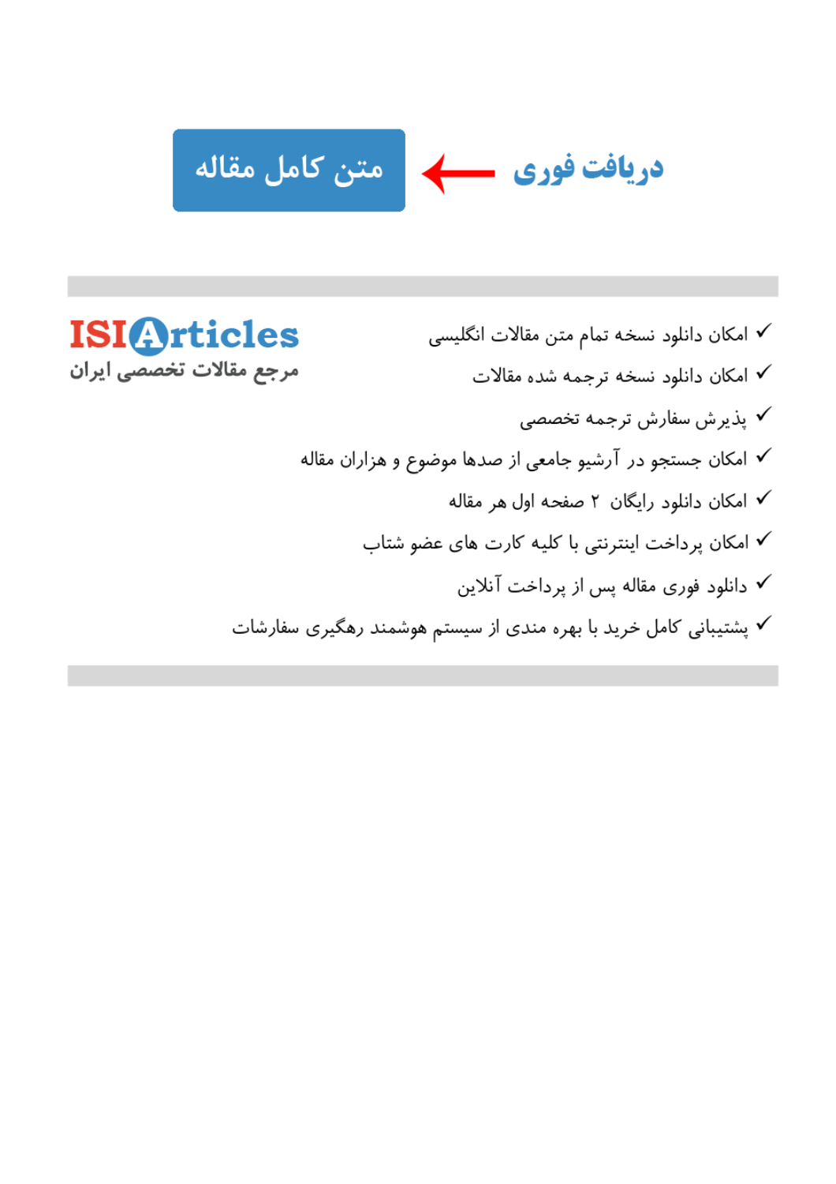دریافت فوری ← **متن کامل مقاله**

**ISIArticles**
مرجع مقالات تخصصی ایران

- ✓ امکان دانلود نسخه تمام متن مقالات انگلیسی
- ✓ امکان دانلود نسخه ترجمه شده مقالات
- ✓ پذیرش سفارش ترجمه تخصصی
- ✓ امکان جستجو در آرشیو جامعی از صدها موضوع و هزاران مقاله
- ✓ امکان دانلود رایگان ۲ صفحه اول هر مقاله
- ✓ امکان پرداخت اینترنتی با کلیه کارت های عضو شتاب
- ✓ دانلود فوری مقاله پس از پرداخت آنلاین
- ✓ پشتیبانی کامل خرید با بهره مندی از سیستم هوشمند رهگیری سفارشات